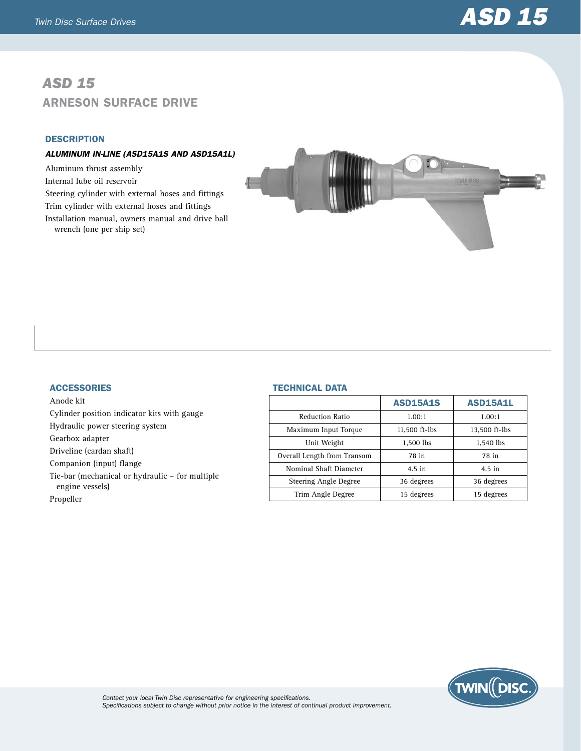# ASD 15

## ARNESON SURFACE DRIVE

### DESCRIPTION

#### *ALUMINUM IN-LINE (ASD15A1S AND ASD15A1L)*

Aluminum thrust assembly
Internal lube oil reservoir
Steering cylinder with external hoses and fittings
Trim cylinder with external hoses and fittings
Installation manual, owners manual and drive ball wrench (one per ship set)

### ACCESSORIES

Anode kit
Cylinder position indicator kits with gauge
Hydraulic power steering system
Gearbox adapter
Driveline (cardan shaft)
Companion (input) flange
Tie-bar (mechanical or hydraulic – for multiple engine vessels)
Propeller

### TECHNICAL DATA

| | ASD15A1S | ASD15A1L |
|---|---|---|
| Reduction Ratio | 1.00:1 | 1.00:1 |
| Maximum Input Torque | 11,500 ft-lbs | 13,500 ft-lbs |
| Unit Weight | 1,500 lbs | 1,540 lbs |
| Overall Length from Transom | 78 in | 78 in |
| Nominal Shaft Diameter | 4.5 in | 4.5 in |
| Steering Angle Degree | 36 degrees | 36 degrees |
| Trim Angle Degree | 15 degrees | 15 degrees |

*Contact your local Twin Disc representative for engineering specifications.*
*Specifications subject to change without prior notice in the interest of continual product improvement.*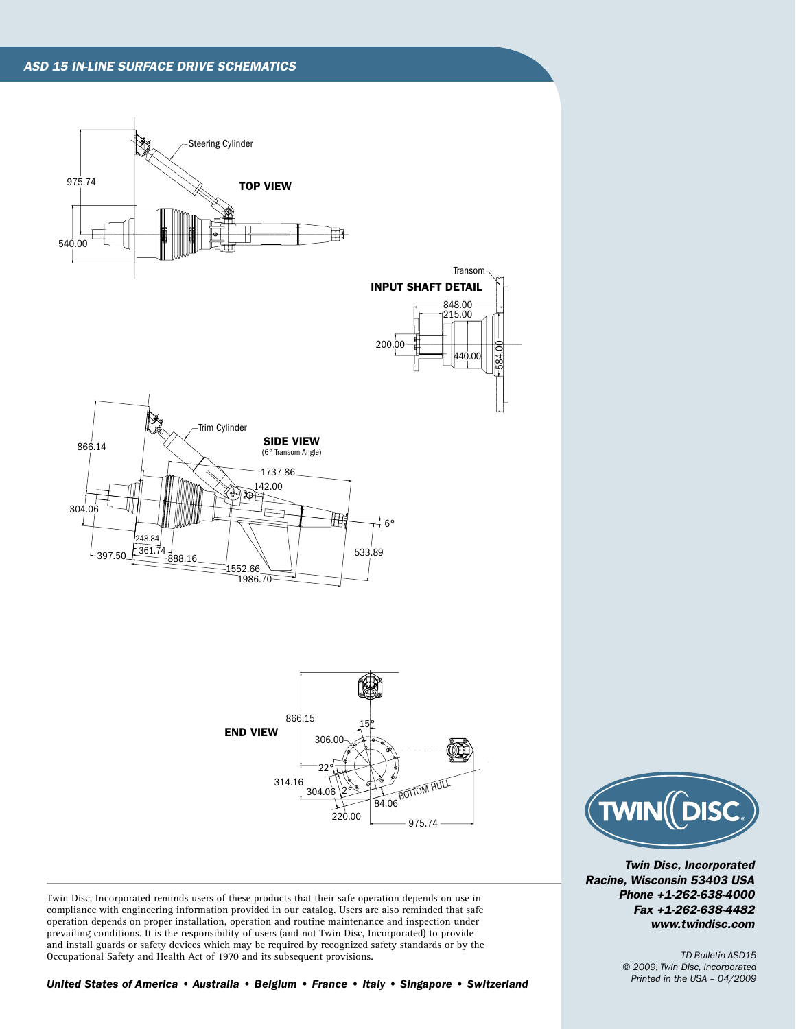## ASD 15 IN-LINE SURFACE DRIVE SCHEMATICS

**TOP VIEW**

Steering Cylinder

975.74

540.00

**INPUT SHAFT DETAIL**

Transom

848.00

215.00

200.00

440.00

584.00

**SIDE VIEW**
(6° Transom Angle)

Trim Cylinder

866.14

1737.86

142.00

304.06

6°

248.84

361.74

397.50

888.16

533.89

1552.66

1986.70

**END VIEW**

866.15

15°

306.00

22°

314.16

304.06

2°

BOTTOM HULL

84.06

220.00

975.74

Twin Disc, Incorporated reminds users of these products that their safe operation depends on use in compliance with engineering information provided in our catalog. Users are also reminded that safe operation depends on proper installation, operation and routine maintenance and inspection under prevailing conditions. It is the responsibility of users (and not Twin Disc, Incorporated) to provide and install guards or safety devices which may be required by recognized safety standards or by the Occupational Safety and Health Act of 1970 and its subsequent provisions.

***United States of America • Australia • Belgium • France • Italy • Singapore • Switzerland***

TWIN DISC

***Twin Disc, Incorporated***
***Racine, Wisconsin 53403 USA***
***Phone +1-262-638-4000***
***Fax +1-262-638-4482***
***www.twindisc.com***

*TD-Bulletin-ASD15*
*© 2009, Twin Disc, Incorporated*
*Printed in the USA – 04/2009*